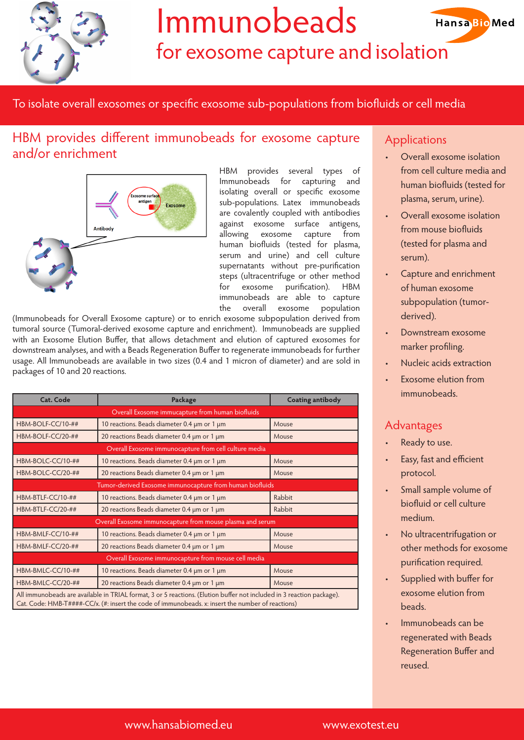# Immunobeads

## for exosome capture and isolation

To isolate overall exosomes or specific exosome sub-populations from biofluids or cell media

## HBM provides different immunobeads for exosome capture and/or enrichment

HBM provides several types of Immunobeads for capturing and isolating overall or specific exosome sub-populations. Latex immunobeads are covalently coupled with antibodies against exosome surface antigens, allowing exosome capture from human biofluids (tested for plasma, serum and urine) and cell culture supernatants without pre-purification steps (ultracentrifuge or other method for exosome purification). HBM immunobeads are able to capture the overall exosome population (Immunobeads for Overall Exosome capture) or to enrich exosome subpopulation derived from tumoral source (Tumoral-derived exosome capture and enrichment). Immunobeads are supplied with an Exosome Elution Buffer, that allows detachment and elution of captured exosomes for downstream analyses, and with a Beads Regeneration Buffer to regenerate immunobeads for further usage. All Immunobeads are available in two sizes (0.4 and 1 micron of diameter) and are sold in packages of 10 and 20 reactions.

| Cat. Code | Package | Coating antibody |
|---|---|---|
| Overall Exosome immucapture from human biofluids | | |
| HBM-BOLF-CC/10-## | 10 reactions. Beads diameter 0.4 µm or 1 µm | Mouse |
| HBM-BOLF-CC/20-## | 20 reactions Beads diameter 0.4 µm or 1 µm | Mouse |
| Overall Exosome immunocapture from cell culture media | | |
| HBM-BOLC-CC/10-## | 10 reactions. Beads diameter 0.4 µm or 1 µm | Mouse |
| HBM-BOLC-CC/20-## | 20 reactions Beads diameter 0.4 µm or 1 µm | Mouse |
| Tumor-derived Exosome immunocapture from human biofluids | | |
| HBM-BTLF-CC/10-## | 10 reactions. Beads diameter 0.4 µm or 1 µm | Rabbit |
| HBM-BTLF-CC/20-## | 20 reactions Beads diameter 0.4 µm or 1 µm | Rabbit |
| Overall Exosome immunocapture from mouse plasma and serum | | |
| HBM-BMLF-CC/10-## | 10 reactions. Beads diameter 0.4 µm or 1 µm | Mouse |
| HBM-BMLF-CC/20-## | 20 reactions Beads diameter 0.4 µm or 1 µm | Mouse |
| Overall Exosome immunocapture from mouse cell media | | |
| HBM-BMLC-CC/10-## | 10 reactions. Beads diameter 0.4 µm or 1 µm | Mouse |
| HBM-BMLC-CC/20-## | 20 reactions Beads diameter 0.4 µm or 1 µm | Mouse |
| All immunobeads are available in TRIAL format, 3 or 5 reactions. (Elution buffer not included in 3 reaction package). Cat. Code: HMB-T####-CC/x. (#: insert the code of immunobeads. x: insert the number of reactions) | | |

## Applications

- Overall exosome isolation from cell culture media and human biofluids (tested for plasma, serum, urine).
- Overall exosome isolation from mouse biofluids (tested for plasma and serum).
- Capture and enrichment of human exosome subpopulation (tumor-derived).
- Downstream exosome marker profiling.
- Nucleic acids extraction
- Exosome elution from immunobeads.

## Advantages

- Ready to use.
- Easy, fast and efficient protocol.
- Small sample volume of biofluid or cell culture medium.
- No ultracentrifugation or other methods for exosome purification required.
- Supplied with buffer for exosome elution from beads.
- Immunobeads can be regenerated with Beads Regeneration Buffer and reused.

www.hansabiomed.eu www.exotest.eu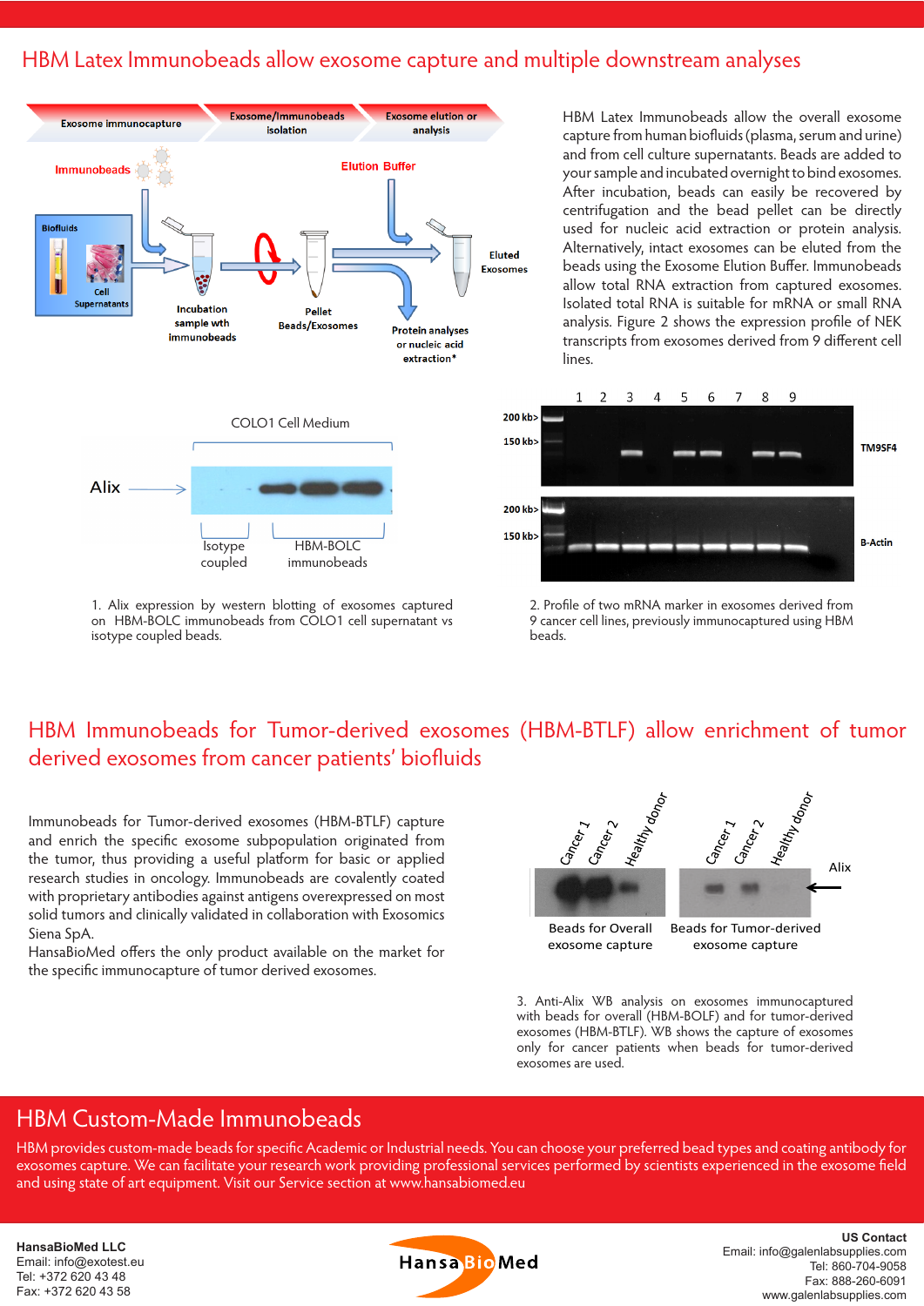## HBM Latex Immunobeads allow exosome capture and multiple downstream analyses

Exosome immunocapture
Exosome/Immunobeads isolation
Exosome elution or analysis

Immunobeads
Elution Buffer
Biofluids
Cell Supernatants
Incubation sample with immunobeads
Pellet Beads/Exosomes
Eluted Exosomes
Protein analyses or nucleic acid extraction*

HBM Latex Immunobeads allow the overall exosome capture from human biofluids (plasma, serum and urine) and from cell culture supernatants. Beads are added to your sample and incubated overnight to bind exosomes. After incubation, beads can easily be recovered by centrifugation and the bead pellet can be directly used for nucleic acid extraction or protein analysis. Alternatively, intact exosomes can be eluted from the beads using the Exosome Elution Buffer. Immunobeads allow total RNA extraction from captured exosomes. Isolated total RNA is suitable for mRNA or small RNA analysis. Figure 2 shows the expression profile of NEK transcripts from exosomes derived from 9 different cell lines.

COLO1 Cell Medium
Alix
Isotype coupled
HBM-BOLC immunobeads

1. Alix expression by western blotting of exosomes captured on HBM-BOLC immunobeads from COLO1 cell supernatant vs isotype coupled beads.

1 2 3 4 5 6 7 8 9
200 kb>
150 kb>
TM9SF4
200 kb>
150 kb>
B-Actin

2. Profile of two mRNA marker in exosomes derived from 9 cancer cell lines, previously immunocaptured using HBM beads.

## HBM Immunobeads for Tumor-derived exosomes (HBM-BTLF) allow enrichment of tumor derived exosomes from cancer patients' biofluids

Immunobeads for Tumor-derived exosomes (HBM-BTLF) capture and enrich the specific exosome subpopulation originated from the tumor, thus providing a useful platform for basic or applied research studies in oncology. Immunobeads are covalently coated with proprietary antibodies against antigens overexpressed on most solid tumors and clinically validated in collaboration with Exosomics Siena SpA.
HansaBioMed offers the only product available on the market for the specific immunocapture of tumor derived exosomes.

Cancer 1
Cancer 2
Healthy donor
Cancer 1
Cancer 2
Healthy donor
Alix
Beads for Overall exosome capture
Beads for Tumor-derived exosome capture

3. Anti-Alix WB analysis on exosomes immunocaptured with beads for overall (HBM-BOLF) and for tumor-derived exosomes (HBM-BTLF). WB shows the capture of exosomes only for cancer patients when beads for tumor-derived exosomes are used.

## HBM Custom-Made Immunobeads

HBM provides custom-made beads for specific Academic or Industrial needs. You can choose your preferred bead types and coating antibody for exosomes capture. We can facilitate your research work providing professional services performed by scientists experienced in the exosome field and using state of art equipment. Visit our Service section at www.hansabiomed.eu

**HansaBioMed LLC**
Email: info@exotest.eu
Tel: +372 620 43 48
Fax: +372 620 43 58

HansaBioMed

**US Contact**
Email: info@galenlabsupplies.com
Tel: 860-704-9058
Fax: 888-260-6091
www.galenlabsupplies.com